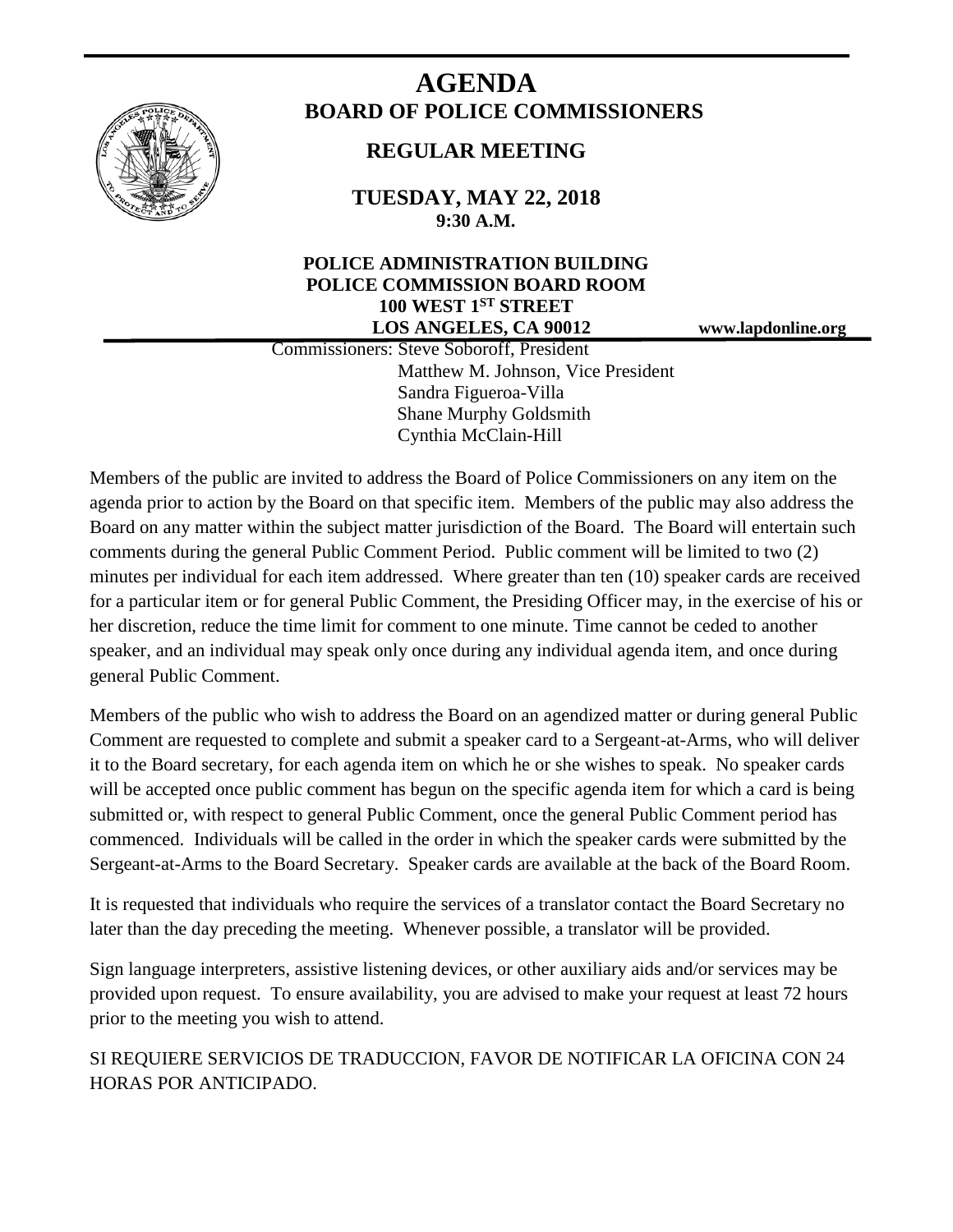# AGENDA
## BOARD OF POLICE COMMISSIONERS

## REGULAR MEETING

**TUESDAY, MAY 22, 2018**
**9:30 A.M.**

**POLICE ADMINISTRATION BUILDING**
**POLICE COMMISSION BOARD ROOM**
**100 WEST 1ST STREET**
**LOS ANGELES, CA 90012**

**www.lapdonline.org**

Commissioners: Steve Soboroff, President
Matthew M. Johnson, Vice President
Sandra Figueroa-Villa
Shane Murphy Goldsmith
Cynthia McClain-Hill

Members of the public are invited to address the Board of Police Commissioners on any item on the agenda prior to action by the Board on that specific item. Members of the public may also address the Board on any matter within the subject matter jurisdiction of the Board. The Board will entertain such comments during the general Public Comment Period. Public comment will be limited to two (2) minutes per individual for each item addressed. Where greater than ten (10) speaker cards are received for a particular item or for general Public Comment, the Presiding Officer may, in the exercise of his or her discretion, reduce the time limit for comment to one minute. Time cannot be ceded to another speaker, and an individual may speak only once during any individual agenda item, and once during general Public Comment.

Members of the public who wish to address the Board on an agendized matter or during general Public Comment are requested to complete and submit a speaker card to a Sergeant-at-Arms, who will deliver it to the Board secretary, for each agenda item on which he or she wishes to speak. No speaker cards will be accepted once public comment has begun on the specific agenda item for which a card is being submitted or, with respect to general Public Comment, once the general Public Comment period has commenced. Individuals will be called in the order in which the speaker cards were submitted by the Sergeant-at-Arms to the Board Secretary. Speaker cards are available at the back of the Board Room.

It is requested that individuals who require the services of a translator contact the Board Secretary no later than the day preceding the meeting. Whenever possible, a translator will be provided.

Sign language interpreters, assistive listening devices, or other auxiliary aids and/or services may be provided upon request. To ensure availability, you are advised to make your request at least 72 hours prior to the meeting you wish to attend.

SI REQUIERE SERVICIOS DE TRADUCCION, FAVOR DE NOTIFICAR LA OFICINA CON 24 HORAS POR ANTICIPADO.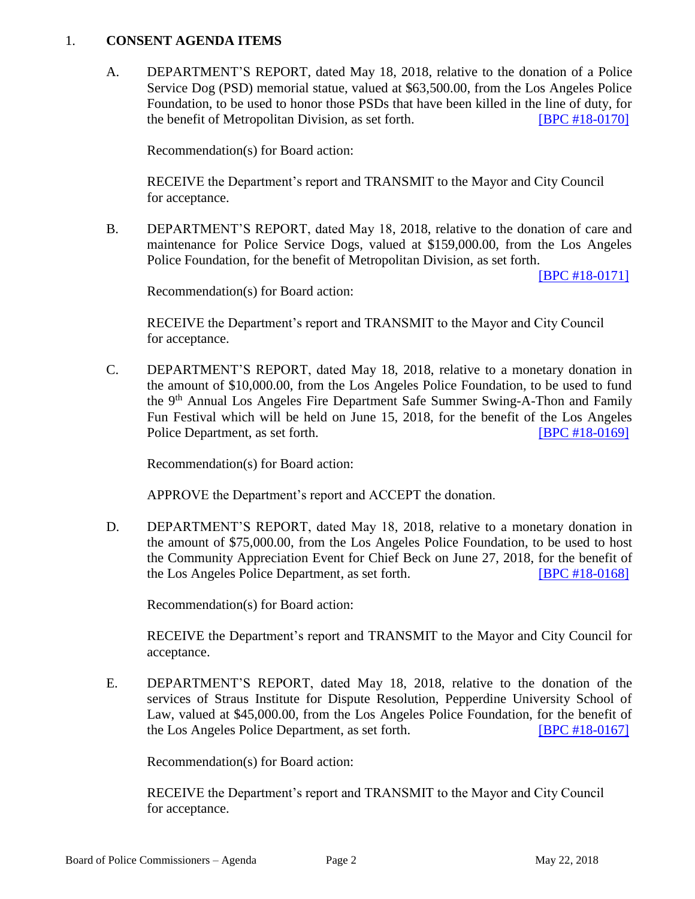1. **CONSENT AGENDA ITEMS**

   A. DEPARTMENT'S REPORT, dated May 18, 2018, relative to the donation of a Police Service Dog (PSD) memorial statue, valued at $63,500.00, from the Los Angeles Police Foundation, to be used to honor those PSDs that have been killed in the line of duty, for the benefit of Metropolitan Division, as set forth. [BPC #18-0170]

   Recommendation(s) for Board action:

   RECEIVE the Department's report and TRANSMIT to the Mayor and City Council for acceptance.

   B. DEPARTMENT'S REPORT, dated May 18, 2018, relative to the donation of care and maintenance for Police Service Dogs, valued at $159,000.00, from the Los Angeles Police Foundation, for the benefit of Metropolitan Division, as set forth. [BPC #18-0171]

   Recommendation(s) for Board action:

   RECEIVE the Department's report and TRANSMIT to the Mayor and City Council for acceptance.

   C. DEPARTMENT'S REPORT, dated May 18, 2018, relative to a monetary donation in the amount of $10,000.00, from the Los Angeles Police Foundation, to be used to fund the 9th Annual Los Angeles Fire Department Safe Summer Swing-A-Thon and Family Fun Festival which will be held on June 15, 2018, for the benefit of the Los Angeles Police Department, as set forth. [BPC #18-0169]

   Recommendation(s) for Board action:

   APPROVE the Department's report and ACCEPT the donation.

   D. DEPARTMENT'S REPORT, dated May 18, 2018, relative to a monetary donation in the amount of $75,000.00, from the Los Angeles Police Foundation, to be used to host the Community Appreciation Event for Chief Beck on June 27, 2018, for the benefit of the Los Angeles Police Department, as set forth. [BPC #18-0168]

   Recommendation(s) for Board action:

   RECEIVE the Department's report and TRANSMIT to the Mayor and City Council for acceptance.

   E. DEPARTMENT'S REPORT, dated May 18, 2018, relative to the donation of the services of Straus Institute for Dispute Resolution, Pepperdine University School of Law, valued at $45,000.00, from the Los Angeles Police Foundation, for the benefit of the Los Angeles Police Department, as set forth. [BPC #18-0167]

   Recommendation(s) for Board action:

   RECEIVE the Department's report and TRANSMIT to the Mayor and City Council for acceptance.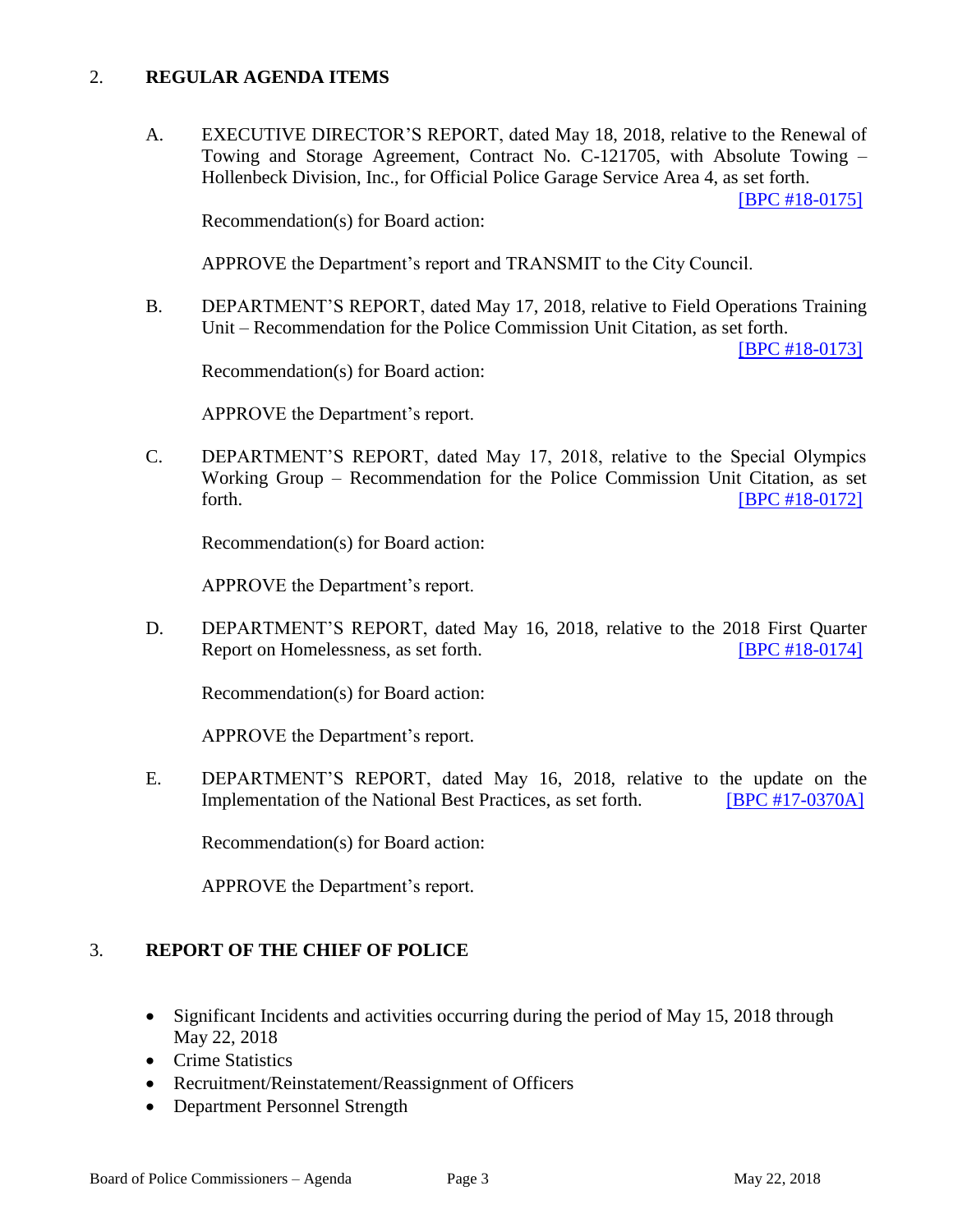## 2. REGULAR AGENDA ITEMS

A. EXECUTIVE DIRECTOR'S REPORT, dated May 18, 2018, relative to the Renewal of Towing and Storage Agreement, Contract No. C-121705, with Absolute Towing – Hollenbeck Division, Inc., for Official Police Garage Service Area 4, as set forth. [BPC #18-0175]

Recommendation(s) for Board action:

APPROVE the Department's report and TRANSMIT to the City Council.

B. DEPARTMENT'S REPORT, dated May 17, 2018, relative to Field Operations Training Unit – Recommendation for the Police Commission Unit Citation, as set forth. [BPC #18-0173]

Recommendation(s) for Board action:

APPROVE the Department's report.

C. DEPARTMENT'S REPORT, dated May 17, 2018, relative to the Special Olympics Working Group – Recommendation for the Police Commission Unit Citation, as set forth. [BPC #18-0172]

Recommendation(s) for Board action:

APPROVE the Department's report.

D. DEPARTMENT'S REPORT, dated May 16, 2018, relative to the 2018 First Quarter Report on Homelessness, as set forth. [BPC #18-0174]

Recommendation(s) for Board action:

APPROVE the Department's report.

E. DEPARTMENT'S REPORT, dated May 16, 2018, relative to the update on the Implementation of the National Best Practices, as set forth. [BPC #17-0370A]

Recommendation(s) for Board action:

APPROVE the Department's report.

## 3. REPORT OF THE CHIEF OF POLICE

- Significant Incidents and activities occurring during the period of May 15, 2018 through May 22, 2018
- Crime Statistics
- Recruitment/Reinstatement/Reassignment of Officers
- Department Personnel Strength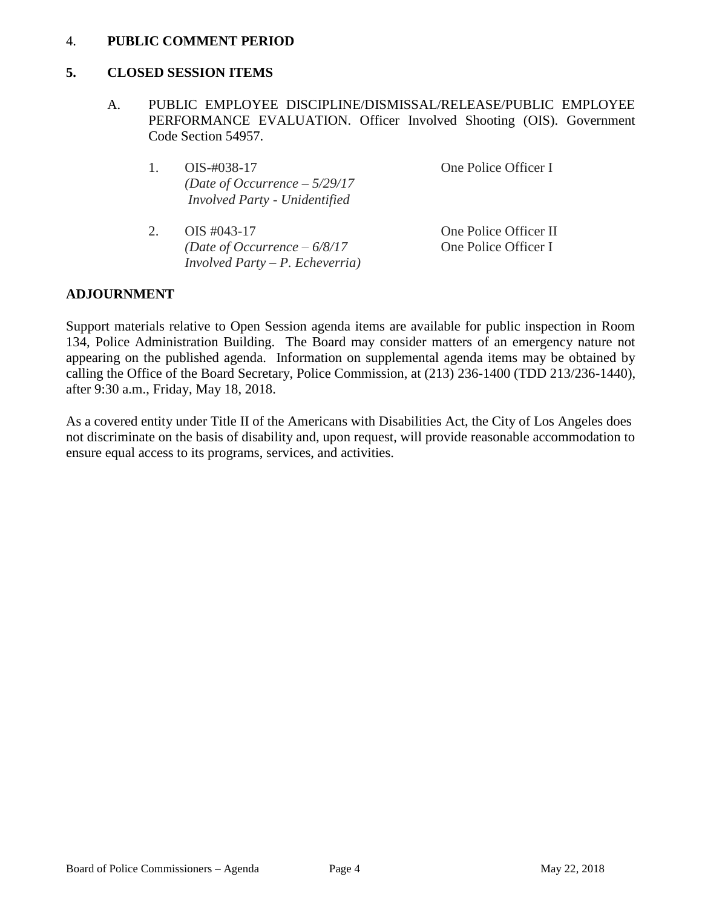4. **PUBLIC COMMENT PERIOD**

**5. CLOSED SESSION ITEMS**

A. PUBLIC EMPLOYEE DISCIPLINE/DISMISSAL/RELEASE/PUBLIC EMPLOYEE PERFORMANCE EVALUATION. Officer Involved Shooting (OIS). Government Code Section 54957.

| | | |
|---|---|---|
| 1. | OIS-#038-17<br>*(Date of Occurrence – 5/29/17*<br>*Involved Party - Unidentified* | One Police Officer I |
| 2. | OIS #043-17<br>*(Date of Occurrence – 6/8/17*<br>*Involved Party – P. Echeverria)* | One Police Officer II<br>One Police Officer I |

**ADJOURNMENT**

Support materials relative to Open Session agenda items are available for public inspection in Room 134, Police Administration Building. The Board may consider matters of an emergency nature not appearing on the published agenda. Information on supplemental agenda items may be obtained by calling the Office of the Board Secretary, Police Commission, at (213) 236-1400 (TDD 213/236-1440), after 9:30 a.m., Friday, May 18, 2018.

As a covered entity under Title II of the Americans with Disabilities Act, the City of Los Angeles does not discriminate on the basis of disability and, upon request, will provide reasonable accommodation to ensure equal access to its programs, services, and activities.